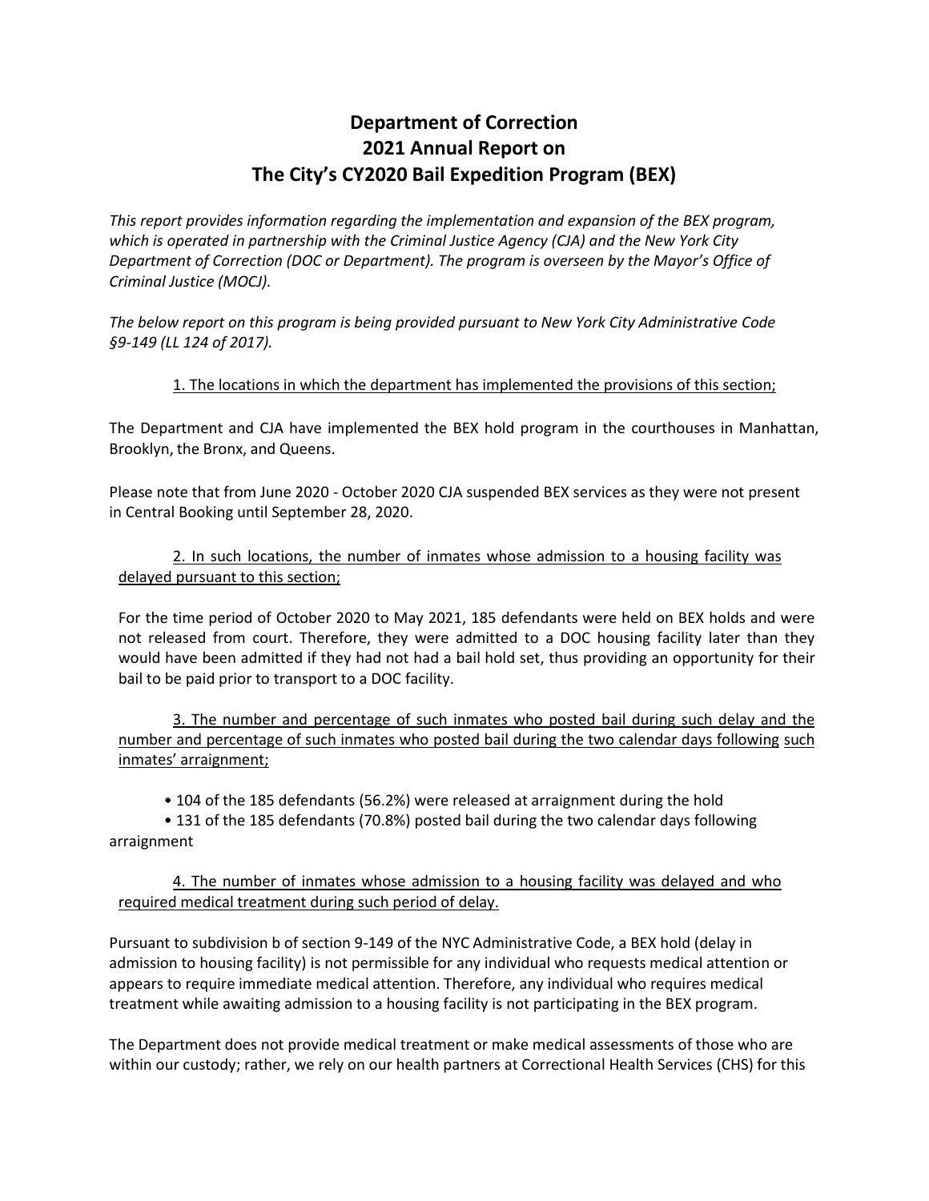# Department of Correction
# 2021 Annual Report on
# The City's CY2020 Bail Expedition Program (BEX)

*This report provides information regarding the implementation and expansion of the BEX program, which is operated in partnership with the Criminal Justice Agency (CJA) and the New York City Department of Correction (DOC or Department). The program is overseen by the Mayor's Office of Criminal Justice (MOCJ).*

*The below report on this program is being provided pursuant to New York City Administrative Code §9-149 (LL 124 of 2017).*

1. The locations in which the department has implemented the provisions of this section;

The Department and CJA have implemented the BEX hold program in the courthouses in Manhattan, Brooklyn, the Bronx, and Queens.

Please note that from June 2020 - October 2020 CJA suspended BEX services as they were not present in Central Booking until September 28, 2020.

2. In such locations, the number of inmates whose admission to a housing facility was delayed pursuant to this section;

For the time period of October 2020 to May 2021, 185 defendants were held on BEX holds and were not released from court. Therefore, they were admitted to a DOC housing facility later than they would have been admitted if they had not had a bail hold set, thus providing an opportunity for their bail to be paid prior to transport to a DOC facility.

3. The number and percentage of such inmates who posted bail during such delay and the number and percentage of such inmates who posted bail during the two calendar days following such inmates' arraignment;

- 104 of the 185 defendants (56.2%) were released at arraignment during the hold
- 131 of the 185 defendants (70.8%) posted bail during the two calendar days following arraignment

4. The number of inmates whose admission to a housing facility was delayed and who required medical treatment during such period of delay.

Pursuant to subdivision b of section 9-149 of the NYC Administrative Code, a BEX hold (delay in admission to housing facility) is not permissible for any individual who requests medical attention or appears to require immediate medical attention. Therefore, any individual who requires medical treatment while awaiting admission to a housing facility is not participating in the BEX program.

The Department does not provide medical treatment or make medical assessments of those who are within our custody; rather, we rely on our health partners at Correctional Health Services (CHS) for this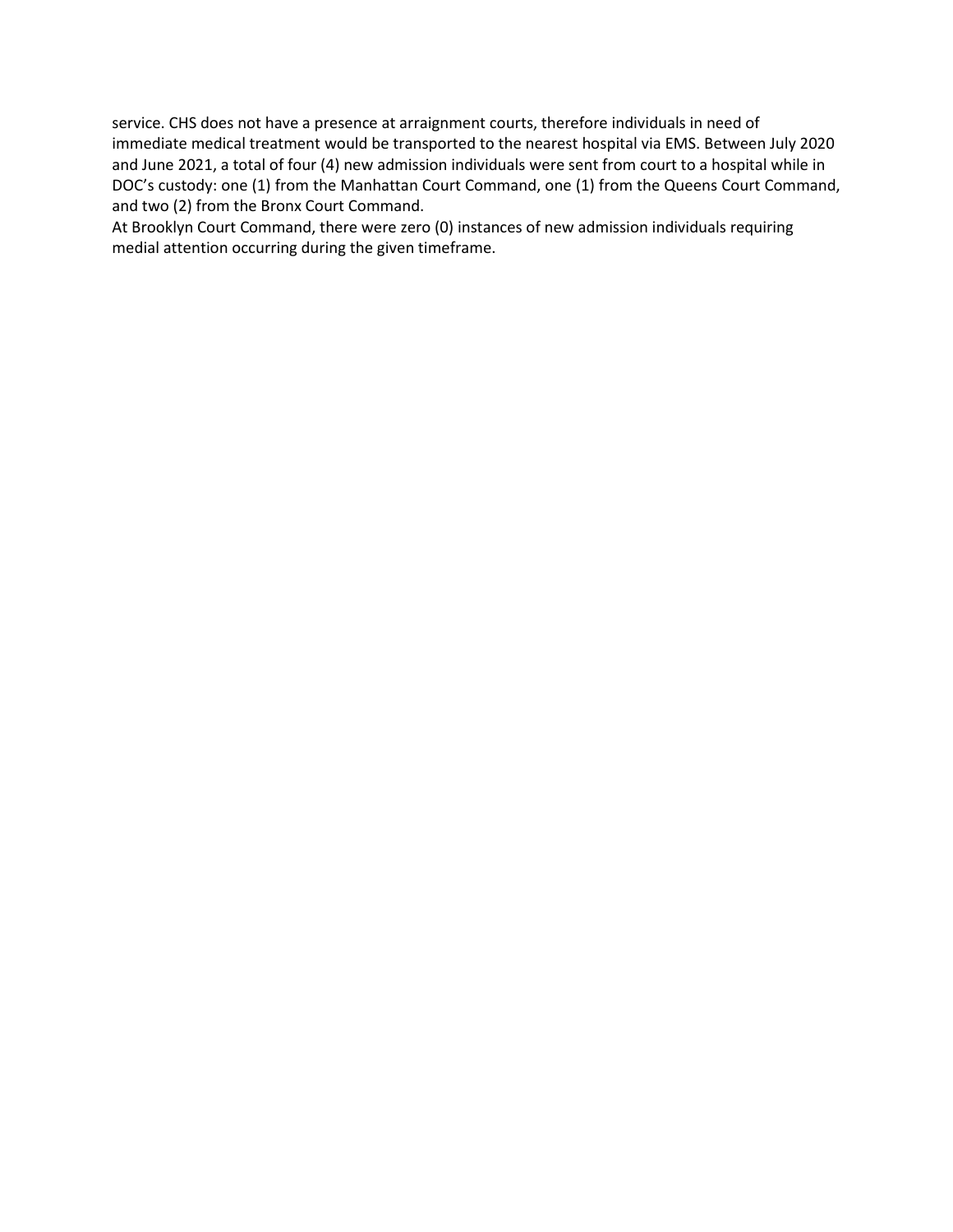service. CHS does not have a presence at arraignment courts, therefore individuals in need of immediate medical treatment would be transported to the nearest hospital via EMS. Between July 2020 and June 2021, a total of four (4) new admission individuals were sent from court to a hospital while in DOC's custody: one (1) from the Manhattan Court Command, one (1) from the Queens Court Command, and two (2) from the Bronx Court Command.

At Brooklyn Court Command, there were zero (0) instances of new admission individuals requiring medial attention occurring during the given timeframe.